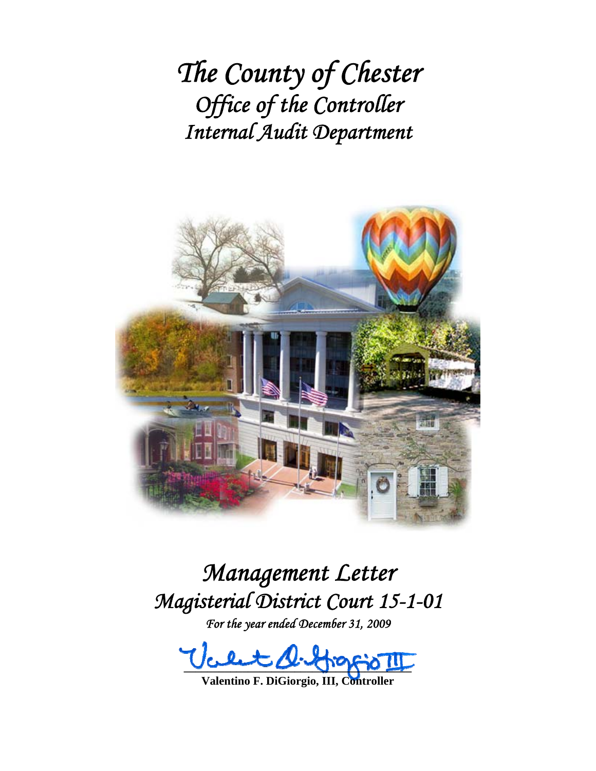# *The County of Chester*
## *Office of the Controller*
## *Internal Audit Department*

# *Management Letter*
## *Magisterial District Court 15-1-01*

*For the year ended December 31, 2009*

**Valentino F. DiGiorgio, III, Controller**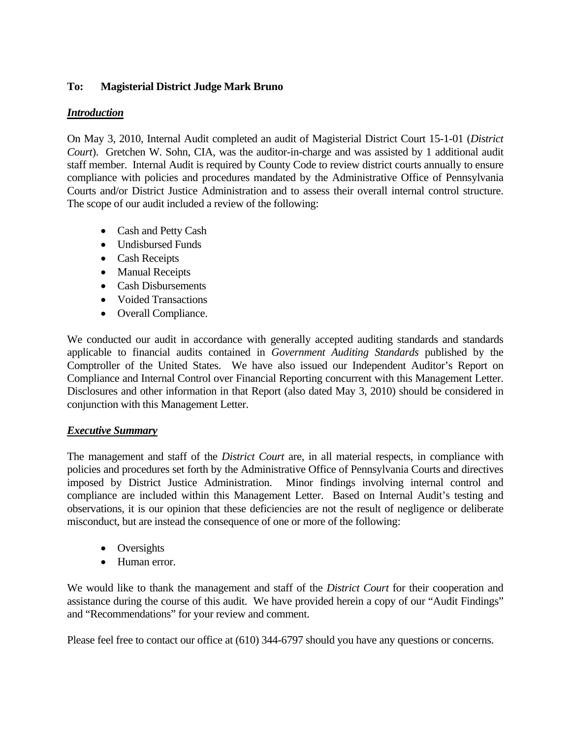**To: Magisterial District Judge Mark Bruno**

***Introduction***

On May 3, 2010, Internal Audit completed an audit of Magisterial District Court 15-1-01 (*District Court*). Gretchen W. Sohn, CIA, was the auditor-in-charge and was assisted by 1 additional audit staff member. Internal Audit is required by County Code to review district courts annually to ensure compliance with policies and procedures mandated by the Administrative Office of Pennsylvania Courts and/or District Justice Administration and to assess their overall internal control structure. The scope of our audit included a review of the following:

- Cash and Petty Cash
- Undisbursed Funds
- Cash Receipts
- Manual Receipts
- Cash Disbursements
- Voided Transactions
- Overall Compliance.

We conducted our audit in accordance with generally accepted auditing standards and standards applicable to financial audits contained in *Government Auditing Standards* published by the Comptroller of the United States. We have also issued our Independent Auditor's Report on Compliance and Internal Control over Financial Reporting concurrent with this Management Letter. Disclosures and other information in that Report (also dated May 3, 2010) should be considered in conjunction with this Management Letter.

***Executive Summary***

The management and staff of the *District Court* are, in all material respects, in compliance with policies and procedures set forth by the Administrative Office of Pennsylvania Courts and directives imposed by District Justice Administration. Minor findings involving internal control and compliance are included within this Management Letter. Based on Internal Audit's testing and observations, it is our opinion that these deficiencies are not the result of negligence or deliberate misconduct, but are instead the consequence of one or more of the following:

- Oversights
- Human error.

We would like to thank the management and staff of the *District Court* for their cooperation and assistance during the course of this audit. We have provided herein a copy of our "Audit Findings" and "Recommendations" for your review and comment.

Please feel free to contact our office at (610) 344-6797 should you have any questions or concerns.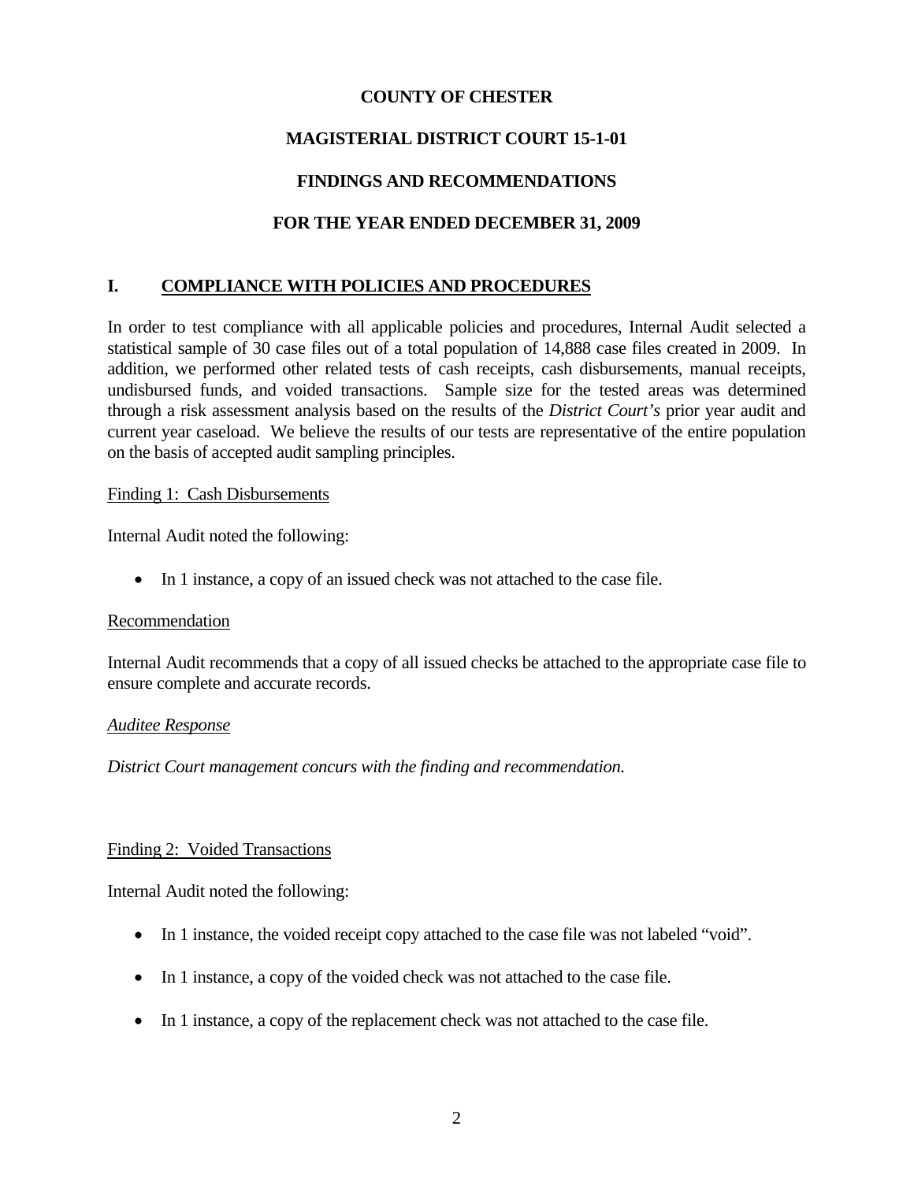**COUNTY OF CHESTER**

**MAGISTERIAL DISTRICT COURT 15-1-01**

**FINDINGS AND RECOMMENDATIONS**

**FOR THE YEAR ENDED DECEMBER 31, 2009**

## I. COMPLIANCE WITH POLICIES AND PROCEDURES

In order to test compliance with all applicable policies and procedures, Internal Audit selected a statistical sample of 30 case files out of a total population of 14,888 case files created in 2009. In addition, we performed other related tests of cash receipts, cash disbursements, manual receipts, undisbursed funds, and voided transactions. Sample size for the tested areas was determined through a risk assessment analysis based on the results of the *District Court's* prior year audit and current year caseload. We believe the results of our tests are representative of the entire population on the basis of accepted audit sampling principles.

Finding 1: Cash Disbursements

Internal Audit noted the following:

- In 1 instance, a copy of an issued check was not attached to the case file.

Recommendation

Internal Audit recommends that a copy of all issued checks be attached to the appropriate case file to ensure complete and accurate records.

*Auditee Response*

*District Court management concurs with the finding and recommendation.*

Finding 2: Voided Transactions

Internal Audit noted the following:

- In 1 instance, the voided receipt copy attached to the case file was not labeled "void".
- In 1 instance, a copy of the voided check was not attached to the case file.
- In 1 instance, a copy of the replacement check was not attached to the case file.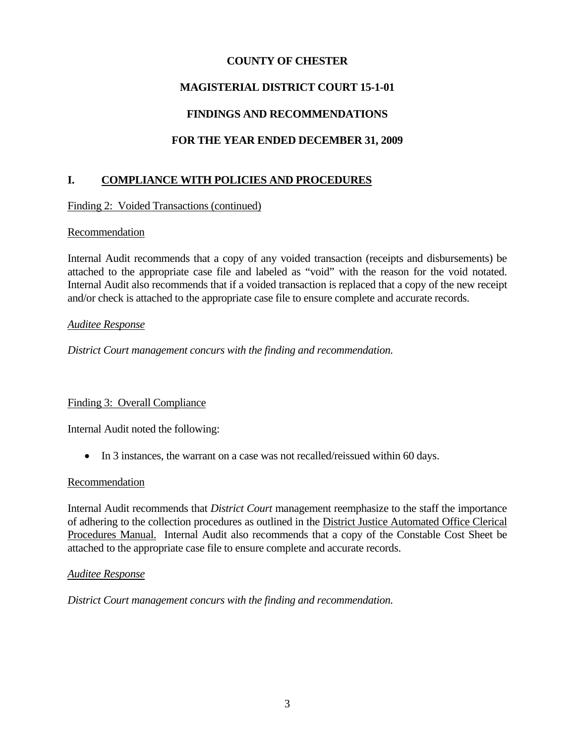**COUNTY OF CHESTER**

**MAGISTERIAL DISTRICT COURT 15-1-01**

**FINDINGS AND RECOMMENDATIONS**

**FOR THE YEAR ENDED DECEMBER 31, 2009**

## I. COMPLIANCE WITH POLICIES AND PROCEDURES

Finding 2: Voided Transactions (continued)

Recommendation

Internal Audit recommends that a copy of any voided transaction (receipts and disbursements) be attached to the appropriate case file and labeled as "void" with the reason for the void notated. Internal Audit also recommends that if a voided transaction is replaced that a copy of the new receipt and/or check is attached to the appropriate case file to ensure complete and accurate records.

*Auditee Response*

*District Court management concurs with the finding and recommendation.*

Finding 3: Overall Compliance

Internal Audit noted the following:

- In 3 instances, the warrant on a case was not recalled/reissued within 60 days.

Recommendation

Internal Audit recommends that *District Court* management reemphasize to the staff the importance of adhering to the collection procedures as outlined in the District Justice Automated Office Clerical Procedures Manual. Internal Audit also recommends that a copy of the Constable Cost Sheet be attached to the appropriate case file to ensure complete and accurate records.

*Auditee Response*

*District Court management concurs with the finding and recommendation.*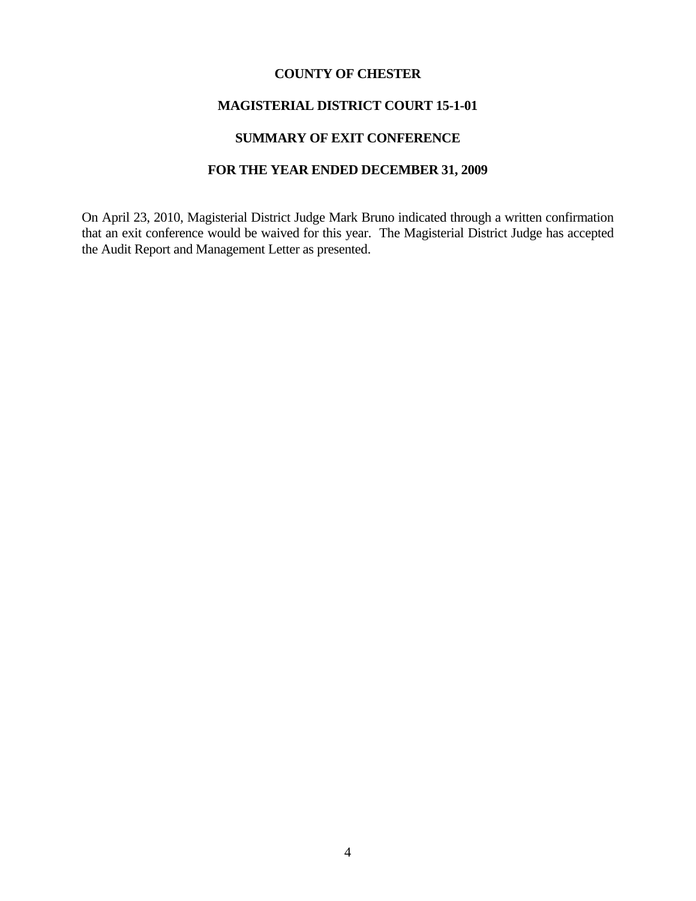**COUNTY OF CHESTER**

**MAGISTERIAL DISTRICT COURT 15-1-01**

**SUMMARY OF EXIT CONFERENCE**

**FOR THE YEAR ENDED DECEMBER 31, 2009**

On April 23, 2010, Magisterial District Judge Mark Bruno indicated through a written confirmation that an exit conference would be waived for this year. The Magisterial District Judge has accepted the Audit Report and Management Letter as presented.